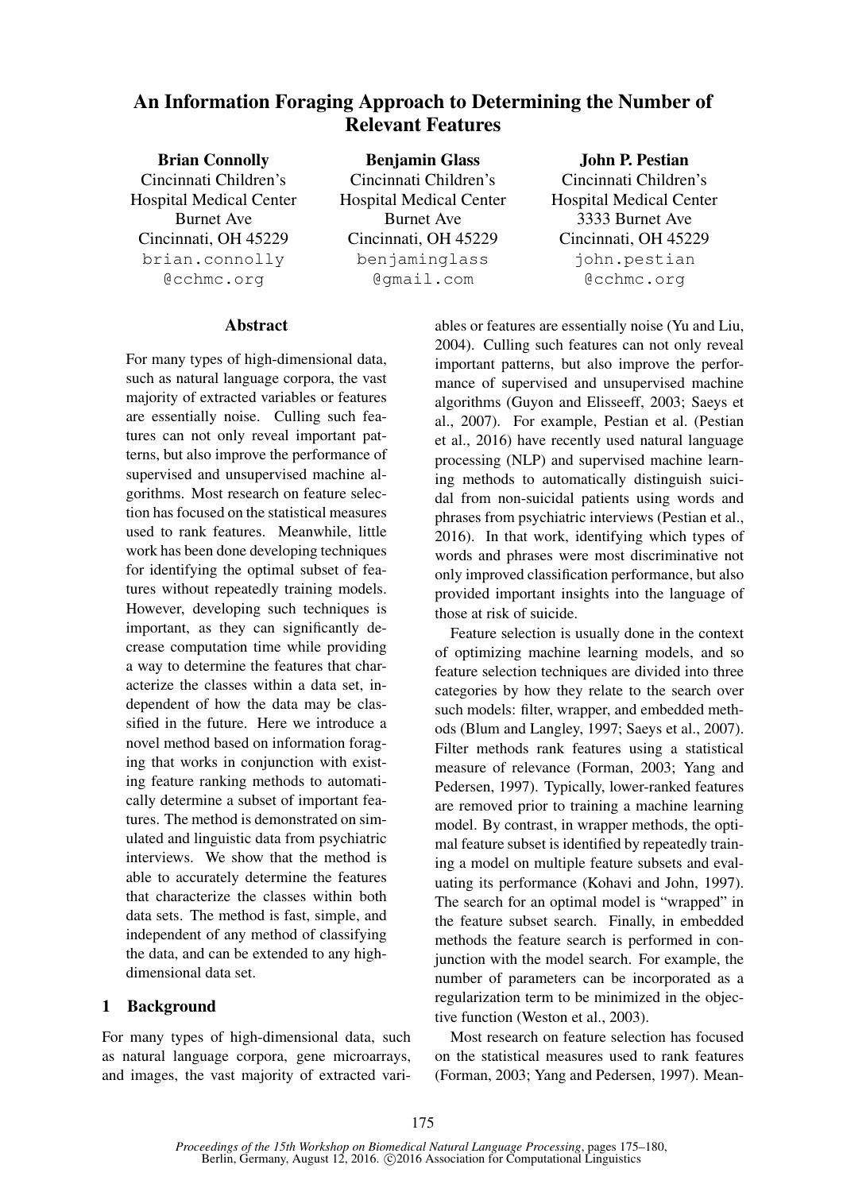# An Information Foraging Approach to Determining the Number of Relevant Features

**Brian Connolly**
Cincinnati Children's Hospital Medical Center
Burnet Ave
Cincinnati, OH 45229
brian.connolly@cchmc.org

**Benjamin Glass**
Cincinnati Children's Hospital Medical Center
Burnet Ave
Cincinnati, OH 45229
benjaminglass@gmail.com

**John P. Pestian**
Cincinnati Children's Hospital Medical Center
3333 Burnet Ave
Cincinnati, OH 45229
john.pestian@cchmc.org

## Abstract

For many types of high-dimensional data, such as natural language corpora, the vast majority of extracted variables or features are essentially noise. Culling such features can not only reveal important patterns, but also improve the performance of supervised and unsupervised machine algorithms. Most research on feature selection has focused on the statistical measures used to rank features. Meanwhile, little work has been done developing techniques for identifying the optimal subset of features without repeatedly training models. However, developing such techniques is important, as they can significantly decrease computation time while providing a way to determine the features that characterize the classes within a data set, independent of how the data may be classified in the future. Here we introduce a novel method based on information foraging that works in conjunction with existing feature ranking methods to automatically determine a subset of important features. The method is demonstrated on simulated and linguistic data from psychiatric interviews. We show that the method is able to accurately determine the features that characterize the classes within both data sets. The method is fast, simple, and independent of any method of classifying the data, and can be extended to any high-dimensional data set.

## 1 Background

For many types of high-dimensional data, such as natural language corpora, gene microarrays, and images, the vast majority of extracted variables or features are essentially noise (Yu and Liu, 2004). Culling such features can not only reveal important patterns, but also improve the performance of supervised and unsupervised machine algorithms (Guyon and Elisseeff, 2003; Saeys et al., 2007). For example, Pestian et al. (Pestian et al., 2016) have recently used natural language processing (NLP) and supervised machine learning methods to automatically distinguish suicidal from non-suicidal patients using words and phrases from psychiatric interviews (Pestian et al., 2016). In that work, identifying which types of words and phrases were most discriminative not only improved classification performance, but also provided important insights into the language of those at risk of suicide.

Feature selection is usually done in the context of optimizing machine learning models, and so feature selection techniques are divided into three categories by how they relate to the search over such models: filter, wrapper, and embedded methods (Blum and Langley, 1997; Saeys et al., 2007). Filter methods rank features using a statistical measure of relevance (Forman, 2003; Yang and Pedersen, 1997). Typically, lower-ranked features are removed prior to training a machine learning model. By contrast, in wrapper methods, the optimal feature subset is identified by repeatedly training a model on multiple feature subsets and evaluating its performance (Kohavi and John, 1997). The search for an optimal model is "wrapped" in the feature subset search. Finally, in embedded methods the feature search is performed in conjunction with the model search. For example, the number of parameters can be incorporated as a regularization term to be minimized in the objective function (Weston et al., 2003).

Most research on feature selection has focused on the statistical measures used to rank features (Forman, 2003; Yang and Pedersen, 1997). Mean-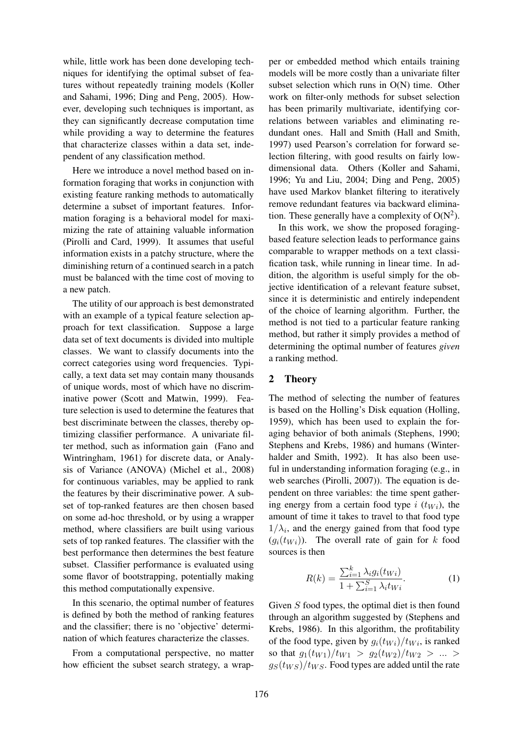while, little work has been done developing techniques for identifying the optimal subset of features without repeatedly training models (Koller and Sahami, 1996; Ding and Peng, 2005). However, developing such techniques is important, as they can significantly decrease computation time while providing a way to determine the features that characterize classes within a data set, independent of any classification method.

Here we introduce a novel method based on information foraging that works in conjunction with existing feature ranking methods to automatically determine a subset of important features. Information foraging is a behavioral model for maximizing the rate of attaining valuable information (Pirolli and Card, 1999). It assumes that useful information exists in a patchy structure, where the diminishing return of a continued search in a patch must be balanced with the time cost of moving to a new patch.

The utility of our approach is best demonstrated with an example of a typical feature selection approach for text classification. Suppose a large data set of text documents is divided into multiple classes. We want to classify documents into the correct categories using word frequencies. Typically, a text data set may contain many thousands of unique words, most of which have no discriminative power (Scott and Matwin, 1999). Feature selection is used to determine the features that best discriminate between the classes, thereby optimizing classifier performance. A univariate filter method, such as information gain (Fano and Wintringham, 1961) for discrete data, or Analysis of Variance (ANOVA) (Michel et al., 2008) for continuous variables, may be applied to rank the features by their discriminative power. A subset of top-ranked features are then chosen based on some ad-hoc threshold, or by using a wrapper method, where classifiers are built using various sets of top ranked features. The classifier with the best performance then determines the best feature subset. Classifier performance is evaluated using some flavor of bootstrapping, potentially making this method computationally expensive.

In this scenario, the optimal number of features is defined by both the method of ranking features and the classifier; there is no 'objective' determination of which features characterize the classes.

From a computational perspective, no matter how efficient the subset search strategy, a wrapper or embedded method which entails training models will be more costly than a univariate filter subset selection which runs in O(N) time. Other work on filter-only methods for subset selection has been primarily multivariate, identifying correlations between variables and eliminating redundant ones. Hall and Smith (Hall and Smith, 1997) used Pearson's correlation for forward selection filtering, with good results on fairly low-dimensional data. Others (Koller and Sahami, 1996; Yu and Liu, 2004; Ding and Peng, 2005) have used Markov blanket filtering to iteratively remove redundant features via backward elimination. These generally have a complexity of O($N^2$).

In this work, we show the proposed foraging-based feature selection leads to performance gains comparable to wrapper methods on a text classification task, while running in linear time. In addition, the algorithm is useful simply for the objective identification of a relevant feature subset, since it is deterministic and entirely independent of the choice of learning algorithm. Further, the method is not tied to a particular feature ranking method, but rather it simply provides a method of determining the optimal number of features *given* a ranking method.

## 2 Theory

The method of selecting the number of features is based on the Holling's Disk equation (Holling, 1959), which has been used to explain the foraging behavior of both animals (Stephens, 1990; Stephens and Krebs, 1986) and humans (Winterhalder and Smith, 1992). It has also been useful in understanding information foraging (e.g., in web searches (Pirolli, 2007)). The equation is dependent on three variables: the time spent gathering energy from a certain food type $i$ ($t_{Wi}$), the amount of time it takes to travel to that food type $1/\lambda_i$, and the energy gained from that food type ($g_i(t_{Wi})$). The overall rate of gain for $k$ food sources is then

$$R(k) = \frac{\sum_{i=1}^{k} \lambda_i g_i(t_{Wi})}{1 + \sum_{i=1}^{S} \lambda_i t_{Wi}}. \tag{1}$$

Given $S$ food types, the optimal diet is then found through an algorithm suggested by (Stephens and Krebs, 1986). In this algorithm, the profitability of the food type, given by $g_i(t_{Wi})/t_{Wi}$, is ranked so that $g_1(t_{W1})/t_{W1} > g_2(t_{W2})/t_{W2} > ... > g_S(t_{WS})/t_{WS}$. Food types are added until the rate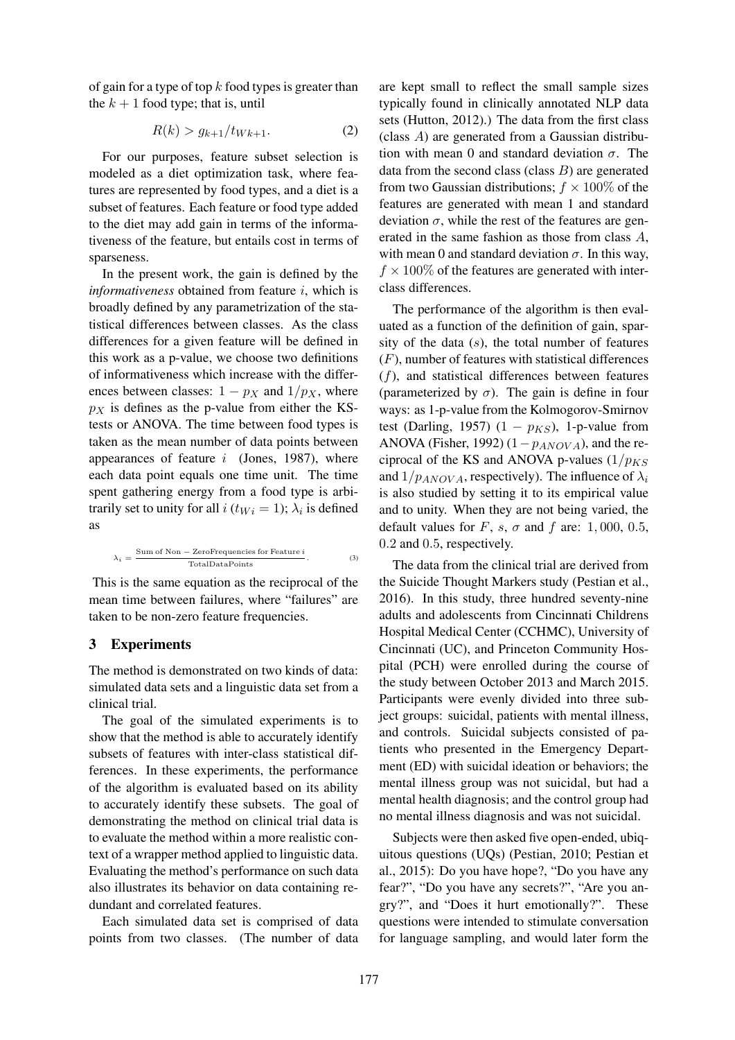of gain for a type of top $k$ food types is greater than the $k+1$ food type; that is, until

$$R(k) > g_{k+1}/t_{Wk+1}. \quad (2)$$

For our purposes, feature subset selection is modeled as a diet optimization task, where features are represented by food types, and a diet is a subset of features. Each feature or food type added to the diet may add gain in terms of the informativeness of the feature, but entails cost in terms of sparseness.

In the present work, the gain is defined by the *informativeness* obtained from feature $i$, which is broadly defined by any parametrization of the statistical differences between classes. As the class differences for a given feature will be defined in this work as a p-value, we choose two definitions of informativeness which increase with the differences between classes: $1 - p_X$ and $1/p_X$, where $p_X$ is defines as the p-value from either the KS-tests or ANOVA. The time between food types is taken as the mean number of data points between appearances of feature $i$ (Jones, 1987), where each data point equals one time unit. The time spent gathering energy from a food type is arbitrarily set to unity for all $i$ ($t_{Wi} = 1$); $\lambda_i$ is defined as

$$\lambda_i = \frac{\text{Sum of Non}-\text{ZeroFrequencies for Feature } i}{\text{TotalDataPoints}}. \quad (3)$$

This is the same equation as the reciprocal of the mean time between failures, where "failures" are taken to be non-zero feature frequencies.

## 3 Experiments

The method is demonstrated on two kinds of data: simulated data sets and a linguistic data set from a clinical trial.

The goal of the simulated experiments is to show that the method is able to accurately identify subsets of features with inter-class statistical differences. In these experiments, the performance of the algorithm is evaluated based on its ability to accurately identify these subsets. The goal of demonstrating the method on clinical trial data is to evaluate the method within a more realistic context of a wrapper method applied to linguistic data. Evaluating the method's performance on such data also illustrates its behavior on data containing redundant and correlated features.

Each simulated data set is comprised of data points from two classes. (The number of data are kept small to reflect the small sample sizes typically found in clinically annotated NLP data sets (Hutton, 2012).) The data from the first class (class $A$) are generated from a Gaussian distribution with mean 0 and standard deviation $\sigma$. The data from the second class (class $B$) are generated from two Gaussian distributions; $f \times 100\%$ of the features are generated with mean 1 and standard deviation $\sigma$, while the rest of the features are generated in the same fashion as those from class $A$, with mean 0 and standard deviation $\sigma$. In this way, $f \times 100\%$ of the features are generated with inter-class differences.

The performance of the algorithm is then evaluated as a function of the definition of gain, sparsity of the data ($s$), the total number of features ($F$), number of features with statistical differences ($f$), and statistical differences between features (parameterized by $\sigma$). The gain is define in four ways: as 1-p-value from the Kolmogorov-Smirnov test (Darling, 1957) ($1 - p_{KS}$), 1-p-value from ANOVA (Fisher, 1992) ($1 - p_{ANOVA}$), and the reciprocal of the KS and ANOVA p-values ($1/p_{KS}$ and $1/p_{ANOVA}$, respectively). The influence of $\lambda_i$ is also studied by setting it to its empirical value and to unity. When they are not being varied, the default values for $F$, $s$, $\sigma$ and $f$ are: $1,000$, $0.5$, $0.2$ and $0.5$, respectively.

The data from the clinical trial are derived from the Suicide Thought Markers study (Pestian et al., 2016). In this study, three hundred seventy-nine adults and adolescents from Cincinnati Childrens Hospital Medical Center (CCHMC), University of Cincinnati (UC), and Princeton Community Hospital (PCH) were enrolled during the course of the study between October 2013 and March 2015. Participants were evenly divided into three subject groups: suicidal, patients with mental illness, and controls. Suicidal subjects consisted of patients who presented in the Emergency Department (ED) with suicidal ideation or behaviors; the mental illness group was not suicidal, but had a mental health diagnosis; and the control group had no mental illness diagnosis and was not suicidal.

Subjects were then asked five open-ended, ubiquitous questions (UQs) (Pestian, 2010; Pestian et al., 2015): Do you have hope?, "Do you have any fear?", "Do you have any secrets?", "Are you angry?", and "Does it hurt emotionally?". These questions were intended to stimulate conversation for language sampling, and would later form the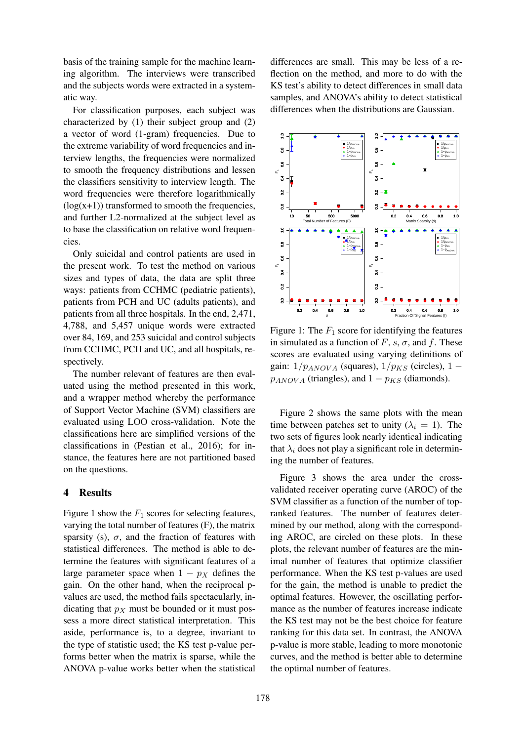basis of the training sample for the machine learning algorithm. The interviews were transcribed and the subjects words were extracted in a systematic way.

For classification purposes, each subject was characterized by (1) their subject group and (2) a vector of word (1-gram) frequencies. Due to the extreme variability of word frequencies and interview lengths, the frequencies were normalized to smooth the frequency distributions and lessen the classifiers sensitivity to interview length. The word frequencies were therefore logarithmically (log(x+1)) transformed to smooth the frequencies, and further L2-normalized at the subject level as to base the classification on relative word frequencies.

Only suicidal and control patients are used in the present work. To test the method on various sizes and types of data, the data are split three ways: patients from CCHMC (pediatric patients), patients from PCH and UC (adults patients), and patients from all three hospitals. In the end, 2,471, 4,788, and 5,457 unique words were extracted over 84, 169, and 253 suicidal and control subjects from CCHMC, PCH and UC, and all hospitals, respectively.

The number relevant of features are then evaluated using the method presented in this work, and a wrapper method whereby the performance of Support Vector Machine (SVM) classifiers are evaluated using LOO cross-validation. Note the classifications here are simplified versions of the classifications in (Pestian et al., 2016); for instance, the features here are not partitioned based on the questions.

## 4 Results

Figure 1 show the $F_1$ scores for selecting features, varying the total number of features (F), the matrix sparsity (s), $\sigma$, and the fraction of features with statistical differences. The method is able to determine the features with significant features of a large parameter space when $1 - p_X$ defines the gain. On the other hand, when the reciprocal p-values are used, the method fails spectacularly, indicating that $p_X$ must be bounded or it must possess a more direct statistical interpretation. This aside, performance is, to a degree, invariant to the type of statistic used; the KS test p-value performs better when the matrix is sparse, while the ANOVA p-value works better when the statistical differences are small. This may be less of a reflection on the method, and more to do with the KS test's ability to detect differences in small data samples, and ANOVA's ability to detect statistical differences when the distributions are Gaussian.

Figure 1: The $F_1$ score for identifying the features in simulated as a function of $F$, $s$, $\sigma$, and $f$. These scores are evaluated using varying definitions of gain: $1/p_{ANOVA}$ (squares), $1/p_{KS}$ (circles), $1 - p_{ANOVA}$ (triangles), and $1 - p_{KS}$ (diamonds).

Figure 2 shows the same plots with the mean time between patches set to unity ($\lambda_i = 1$). The two sets of figures look nearly identical indicating that $\lambda_i$ does not play a significant role in determining the number of features.

Figure 3 shows the area under the cross-validated receiver operating curve (AROC) of the SVM classifier as a function of the number of top-ranked features. The number of features determined by our method, along with the corresponding AROC, are circled on these plots. In these plots, the relevant number of features are the minimal number of features that optimize classifier performance. When the KS test p-values are used for the gain, the method is unable to predict the optimal features. However, the oscillating performance as the number of features increase indicate the KS test may not be the best choice for feature ranking for this data set. In contrast, the ANOVA p-value is more stable, leading to more monotonic curves, and the method is better able to determine the optimal number of features.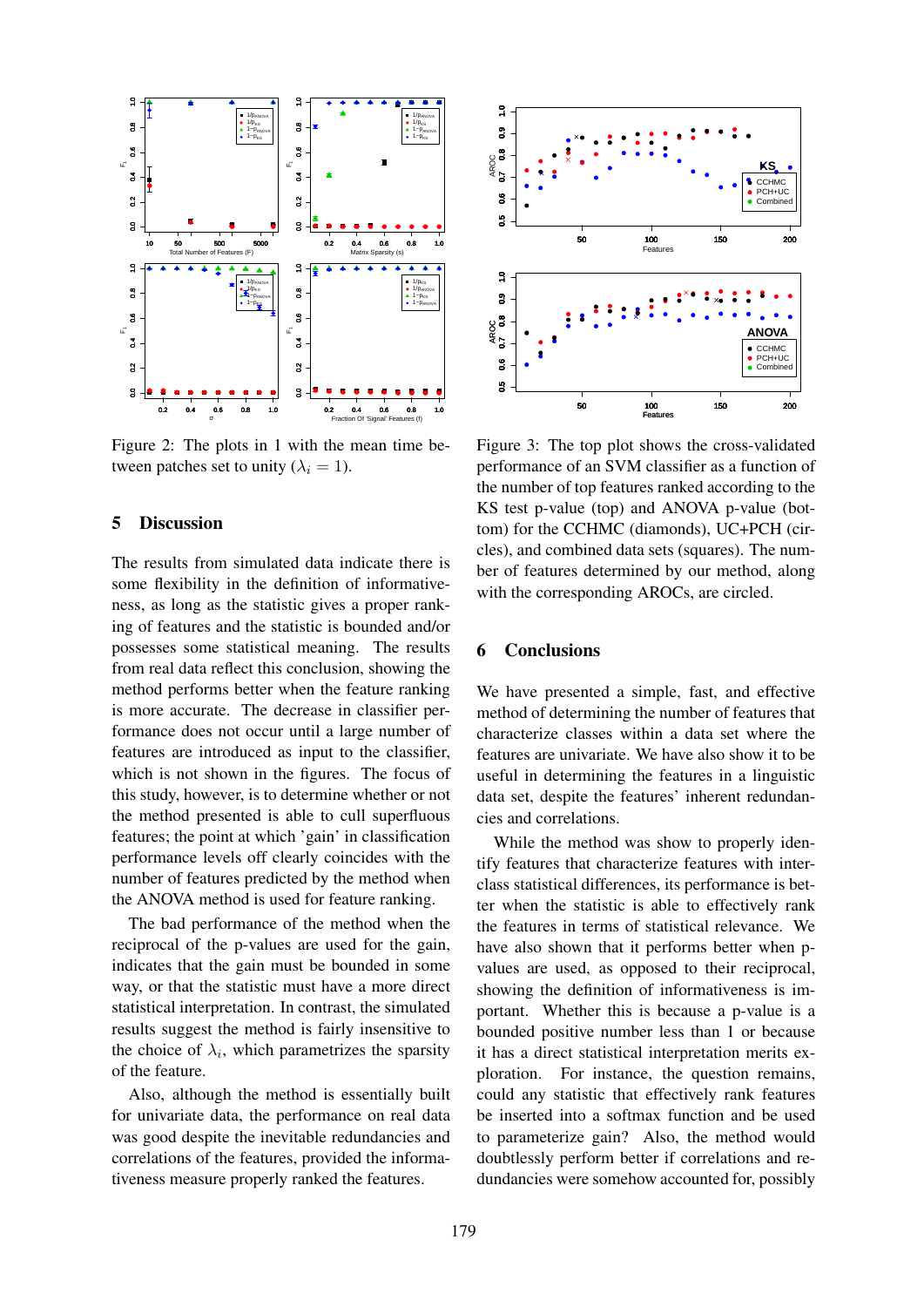Figure 2: The plots in 1 with the mean time between patches set to unity ($\lambda_i = 1$).

Figure 3: The top plot shows the cross-validated performance of an SVM classifier as a function of the number of top features ranked according to the KS test p-value (top) and ANOVA p-value (bottom) for the CCHMC (diamonds), UC+PCH (circles), and combined data sets (squares). The number of features determined by our method, along with the corresponding AROCs, are circled.

## 5 Discussion

The results from simulated data indicate there is some flexibility in the definition of informativeness, as long as the statistic gives a proper ranking of features and the statistic is bounded and/or possesses some statistical meaning. The results from real data reflect this conclusion, showing the method performs better when the feature ranking is more accurate. The decrease in classifier performance does not occur until a large number of features are introduced as input to the classifier, which is not shown in the figures. The focus of this study, however, is to determine whether or not the method presented is able to cull superfluous features; the point at which 'gain' in classification performance levels off clearly coincides with the number of features predicted by the method when the ANOVA method is used for feature ranking.

The bad performance of the method when the reciprocal of the p-values are used for the gain, indicates that the gain must be bounded in some way, or that the statistic must have a more direct statistical interpretation. In contrast, the simulated results suggest the method is fairly insensitive to the choice of $\lambda_i$, which parametrizes the sparsity of the feature.

Also, although the method is essentially built for univariate data, the performance on real data was good despite the inevitable redundancies and correlations of the features, provided the informativeness measure properly ranked the features.

## 6 Conclusions

We have presented a simple, fast, and effective method of determining the number of features that characterize classes within a data set where the features are univariate. We have also show it to be useful in determining the features in a linguistic data set, despite the features' inherent redundancies and correlations.

While the method was show to properly identify features that characterize features with interclass statistical differences, its performance is better when the statistic is able to effectively rank the features in terms of statistical relevance. We have also shown that it performs better when p-values are used, as opposed to their reciprocal, showing the definition of informativeness is important. Whether this is because a p-value is a bounded positive number less than 1 or because it has a direct statistical interpretation merits exploration. For instance, the question remains, could any statistic that effectively rank features be inserted into a softmax function and be used to parameterize gain? Also, the method would doubtlessly perform better if correlations and redundancies were somehow accounted for, possibly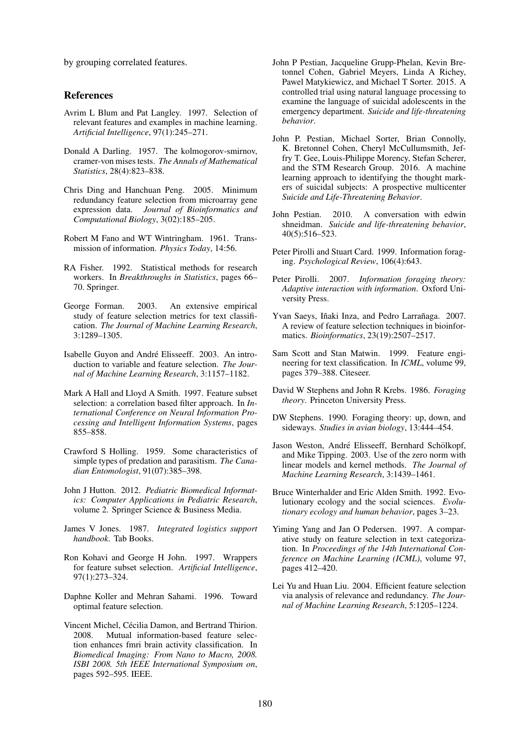by grouping correlated features.

## References

Avrim L Blum and Pat Langley. 1997. Selection of relevant features and examples in machine learning. *Artificial Intelligence*, 97(1):245–271.

Donald A Darling. 1957. The kolmogorov-smirnov, cramer-von mises tests. *The Annals of Mathematical Statistics*, 28(4):823–838.

Chris Ding and Hanchuan Peng. 2005. Minimum redundancy feature selection from microarray gene expression data. *Journal of Bioinformatics and Computational Biology*, 3(02):185–205.

Robert M Fano and WT Wintringham. 1961. Transmission of information. *Physics Today*, 14:56.

RA Fisher. 1992. Statistical methods for research workers. In *Breakthroughs in Statistics*, pages 66–70. Springer.

George Forman. 2003. An extensive empirical study of feature selection metrics for text classification. *The Journal of Machine Learning Research*, 3:1289–1305.

Isabelle Guyon and André Elisseeff. 2003. An introduction to variable and feature selection. *The Journal of Machine Learning Research*, 3:1157–1182.

Mark A Hall and Lloyd A Smith. 1997. Feature subset selection: a correlation based filter approach. In *International Conference on Neural Information Processing and Intelligent Information Systems*, pages 855–858.

Crawford S Holling. 1959. Some characteristics of simple types of predation and parasitism. *The Canadian Entomologist*, 91(07):385–398.

John J Hutton. 2012. *Pediatric Biomedical Informatics: Computer Applications in Pediatric Research*, volume 2. Springer Science & Business Media.

James V Jones. 1987. *Integrated logistics support handbook*. Tab Books.

Ron Kohavi and George H John. 1997. Wrappers for feature subset selection. *Artificial Intelligence*, 97(1):273–324.

Daphne Koller and Mehran Sahami. 1996. Toward optimal feature selection.

Vincent Michel, Cécilia Damon, and Bertrand Thirion. 2008. Mutual information-based feature selection enhances fmri brain activity classification. In *Biomedical Imaging: From Nano to Macro, 2008. ISBI 2008. 5th IEEE International Symposium on*, pages 592–595. IEEE.

John P Pestian, Jacqueline Grupp-Phelan, Kevin Bretonnel Cohen, Gabriel Meyers, Linda A Richey, Pawel Matykiewicz, and Michael T Sorter. 2015. A controlled trial using natural language processing to examine the language of suicidal adolescents in the emergency department. *Suicide and life-threatening behavior*.

John P. Pestian, Michael Sorter, Brian Connolly, K. Bretonnel Cohen, Cheryl McCullumsmith, Jeffry T. Gee, Louis-Philippe Morency, Stefan Scherer, and the STM Research Group. 2016. A machine learning approach to identifying the thought markers of suicidal subjects: A prospective multicenter *Suicide and Life-Threatening Behavior*.

John Pestian. 2010. A conversation with edwin shneidman. *Suicide and life-threatening behavior*, 40(5):516–523.

Peter Pirolli and Stuart Card. 1999. Information foraging. *Psychological Review*, 106(4):643.

Peter Pirolli. 2007. *Information foraging theory: Adaptive interaction with information*. Oxford University Press.

Yvan Saeys, Iñaki Inza, and Pedro Larrañaga. 2007. A review of feature selection techniques in bioinformatics. *Bioinformatics*, 23(19):2507–2517.

Sam Scott and Stan Matwin. 1999. Feature engineering for text classification. In *ICML*, volume 99, pages 379–388. Citeseer.

David W Stephens and John R Krebs. 1986. *Foraging theory*. Princeton University Press.

DW Stephens. 1990. Foraging theory: up, down, and sideways. *Studies in avian biology*, 13:444–454.

Jason Weston, André Elisseeff, Bernhard Schölkopf, and Mike Tipping. 2003. Use of the zero norm with linear models and kernel methods. *The Journal of Machine Learning Research*, 3:1439–1461.

Bruce Winterhalder and Eric Alden Smith. 1992. Evolutionary ecology and the social sciences. *Evolutionary ecology and human behavior*, pages 3–23.

Yiming Yang and Jan O Pedersen. 1997. A comparative study on feature selection in text categorization. In *Proceedings of the 14th International Conference on Machine Learning (ICML)*, volume 97, pages 412–420.

Lei Yu and Huan Liu. 2004. Efficient feature selection via analysis of relevance and redundancy. *The Journal of Machine Learning Research*, 5:1205–1224.